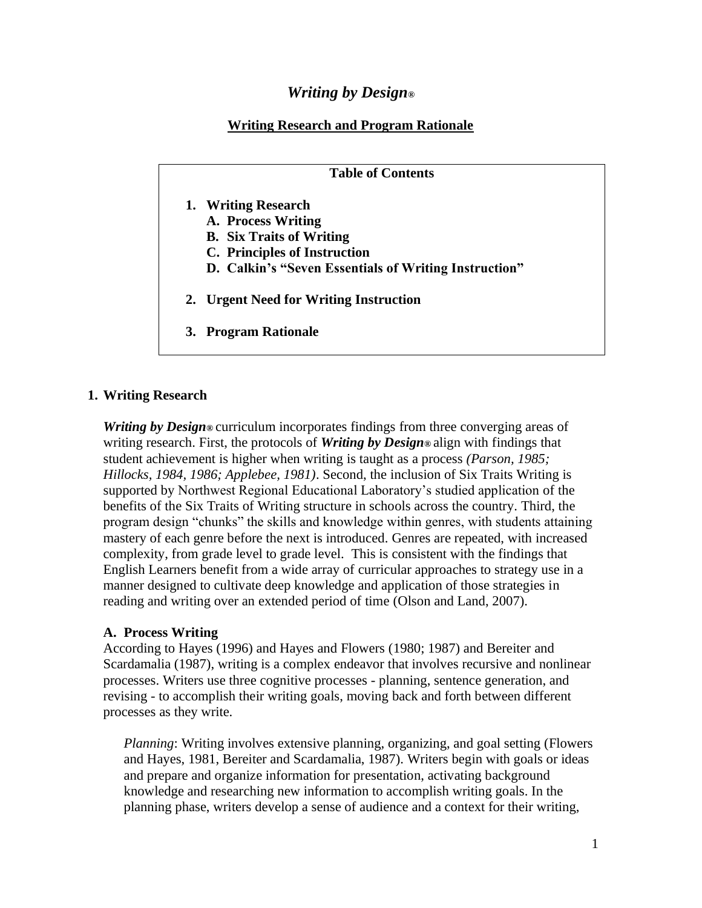# *Writing by Design®*

## Writing Research and Program Rationale

**Table of Contents**

1. **Writing Research**
   - **A. Process Writing**
   - **B. Six Traits of Writing**
   - **C. Principles of Instruction**
   - **D. Calkin's "Seven Essentials of Writing Instruction"**
2. **Urgent Need for Writing Instruction**
3. **Program Rationale**

## 1. Writing Research

***Writing by Design®*** curriculum incorporates findings from three converging areas of writing research. First, the protocols of ***Writing by Design®*** align with findings that student achievement is higher when writing is taught as a process *(Parson, 1985; Hillocks, 1984, 1986; Applebee, 1981)*. Second, the inclusion of Six Traits Writing is supported by Northwest Regional Educational Laboratory's studied application of the benefits of the Six Traits of Writing structure in schools across the country. Third, the program design "chunks" the skills and knowledge within genres, with students attaining mastery of each genre before the next is introduced. Genres are repeated, with increased complexity, from grade level to grade level. This is consistent with the findings that English Learners benefit from a wide array of curricular approaches to strategy use in a manner designed to cultivate deep knowledge and application of those strategies in reading and writing over an extended period of time (Olson and Land, 2007).

### A. Process Writing

According to Hayes (1996) and Hayes and Flowers (1980; 1987) and Bereiter and Scardamalia (1987), writing is a complex endeavor that involves recursive and nonlinear processes. Writers use three cognitive processes - planning, sentence generation, and revising - to accomplish their writing goals, moving back and forth between different processes as they write.

*Planning*: Writing involves extensive planning, organizing, and goal setting (Flowers and Hayes, 1981, Bereiter and Scardamalia, 1987). Writers begin with goals or ideas and prepare and organize information for presentation, activating background knowledge and researching new information to accomplish writing goals. In the planning phase, writers develop a sense of audience and a context for their writing,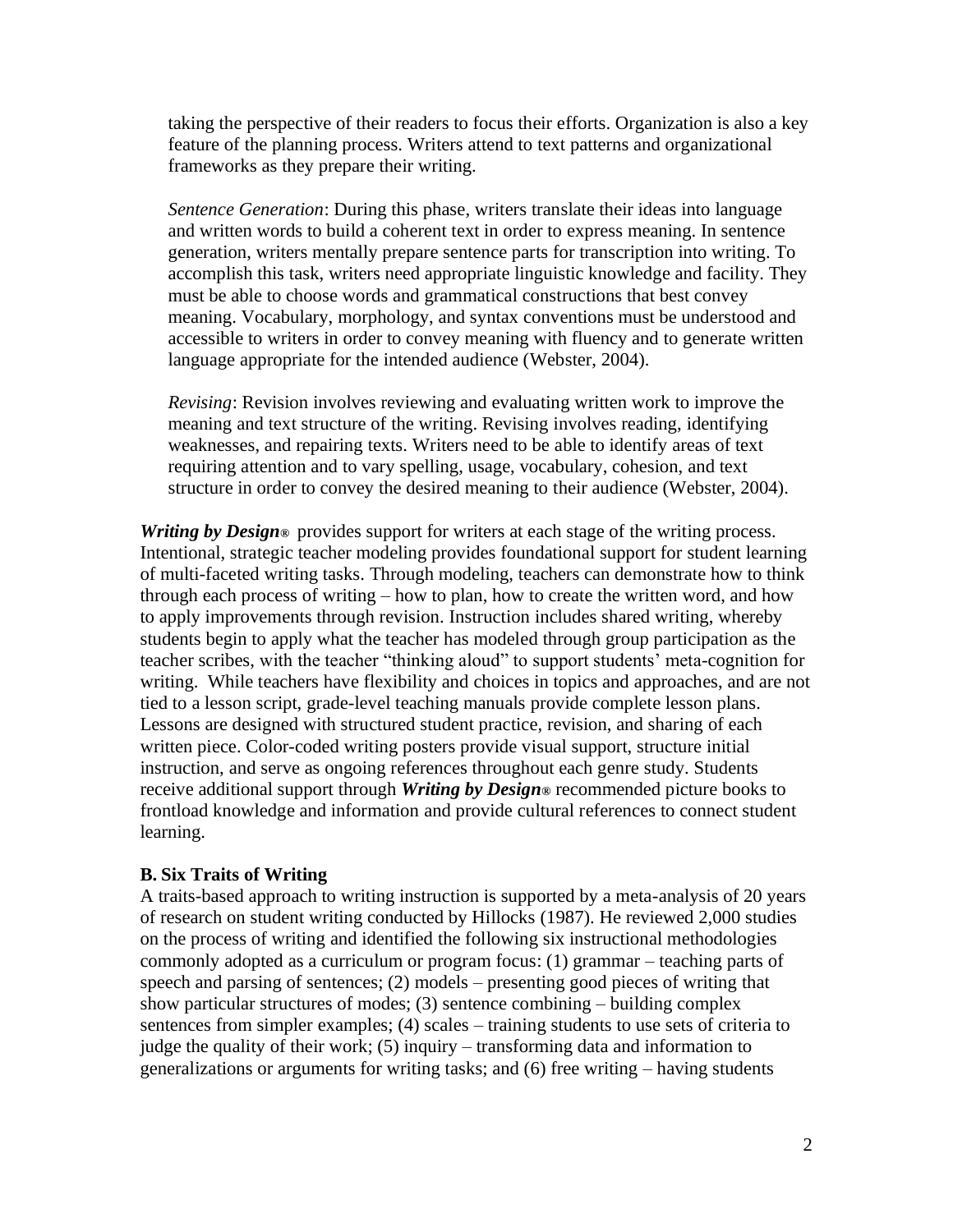taking the perspective of their readers to focus their efforts. Organization is also a key feature of the planning process. Writers attend to text patterns and organizational frameworks as they prepare their writing.

*Sentence Generation*: During this phase, writers translate their ideas into language and written words to build a coherent text in order to express meaning. In sentence generation, writers mentally prepare sentence parts for transcription into writing. To accomplish this task, writers need appropriate linguistic knowledge and facility. They must be able to choose words and grammatical constructions that best convey meaning. Vocabulary, morphology, and syntax conventions must be understood and accessible to writers in order to convey meaning with fluency and to generate written language appropriate for the intended audience (Webster, 2004).

*Revising*: Revision involves reviewing and evaluating written work to improve the meaning and text structure of the writing. Revising involves reading, identifying weaknesses, and repairing texts. Writers need to be able to identify areas of text requiring attention and to vary spelling, usage, vocabulary, cohesion, and text structure in order to convey the desired meaning to their audience (Webster, 2004).

***Writing by Design®*** provides support for writers at each stage of the writing process. Intentional, strategic teacher modeling provides foundational support for student learning of multi-faceted writing tasks. Through modeling, teachers can demonstrate how to think through each process of writing – how to plan, how to create the written word, and how to apply improvements through revision. Instruction includes shared writing, whereby students begin to apply what the teacher has modeled through group participation as the teacher scribes, with the teacher "thinking aloud" to support students' meta-cognition for writing. While teachers have flexibility and choices in topics and approaches, and are not tied to a lesson script, grade-level teaching manuals provide complete lesson plans. Lessons are designed with structured student practice, revision, and sharing of each written piece. Color-coded writing posters provide visual support, structure initial instruction, and serve as ongoing references throughout each genre study. Students receive additional support through ***Writing by Design®*** recommended picture books to frontload knowledge and information and provide cultural references to connect student learning.

### B. Six Traits of Writing

A traits-based approach to writing instruction is supported by a meta-analysis of 20 years of research on student writing conducted by Hillocks (1987). He reviewed 2,000 studies on the process of writing and identified the following six instructional methodologies commonly adopted as a curriculum or program focus: (1) grammar – teaching parts of speech and parsing of sentences; (2) models – presenting good pieces of writing that show particular structures of modes; (3) sentence combining – building complex sentences from simpler examples; (4) scales – training students to use sets of criteria to judge the quality of their work; (5) inquiry – transforming data and information to generalizations or arguments for writing tasks; and (6) free writing – having students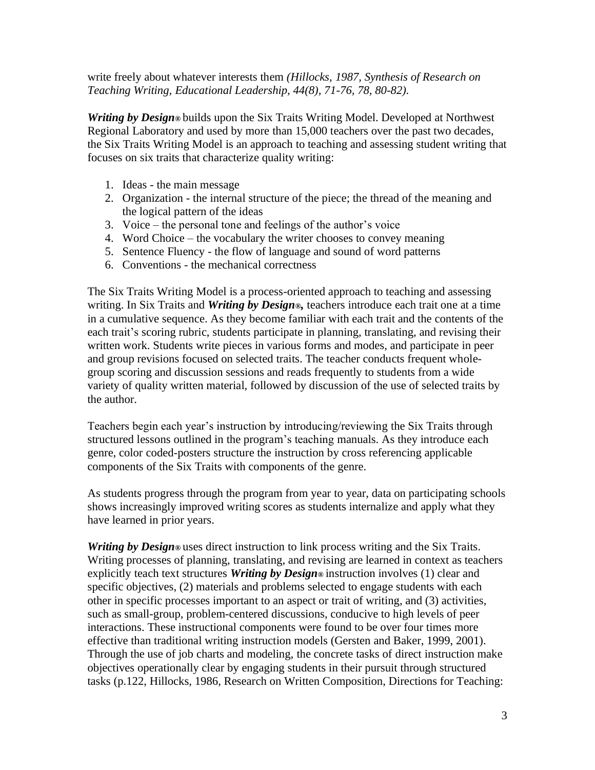write freely about whatever interests them *(Hillocks, 1987, Synthesis of Research on Teaching Writing, Educational Leadership, 44(8), 71-76, 78, 80-82).*

***Writing by Design***® builds upon the Six Traits Writing Model. Developed at Northwest Regional Laboratory and used by more than 15,000 teachers over the past two decades, the Six Traits Writing Model is an approach to teaching and assessing student writing that focuses on six traits that characterize quality writing:

1. Ideas - the main message
2. Organization - the internal structure of the piece; the thread of the meaning and the logical pattern of the ideas
3. Voice – the personal tone and feelings of the author's voice
4. Word Choice – the vocabulary the writer chooses to convey meaning
5. Sentence Fluency - the flow of language and sound of word patterns
6. Conventions - the mechanical correctness

The Six Traits Writing Model is a process-oriented approach to teaching and assessing writing. In Six Traits and ***Writing by Design***®**,** teachers introduce each trait one at a time in a cumulative sequence. As they become familiar with each trait and the contents of the each trait's scoring rubric, students participate in planning, translating, and revising their written work. Students write pieces in various forms and modes, and participate in peer and group revisions focused on selected traits. The teacher conducts frequent whole-group scoring and discussion sessions and reads frequently to students from a wide variety of quality written material, followed by discussion of the use of selected traits by the author.

Teachers begin each year's instruction by introducing/reviewing the Six Traits through structured lessons outlined in the program's teaching manuals. As they introduce each genre, color coded-posters structure the instruction by cross referencing applicable components of the Six Traits with components of the genre.

As students progress through the program from year to year, data on participating schools shows increasingly improved writing scores as students internalize and apply what they have learned in prior years.

***Writing by Design***® uses direct instruction to link process writing and the Six Traits. Writing processes of planning, translating, and revising are learned in context as teachers explicitly teach text structures ***Writing by Design***® instruction involves (1) clear and specific objectives, (2) materials and problems selected to engage students with each other in specific processes important to an aspect or trait of writing, and (3) activities, such as small-group, problem-centered discussions, conducive to high levels of peer interactions. These instructional components were found to be over four times more effective than traditional writing instruction models (Gersten and Baker, 1999, 2001). Through the use of job charts and modeling, the concrete tasks of direct instruction make objectives operationally clear by engaging students in their pursuit through structured tasks (p.122, Hillocks, 1986, Research on Written Composition, Directions for Teaching: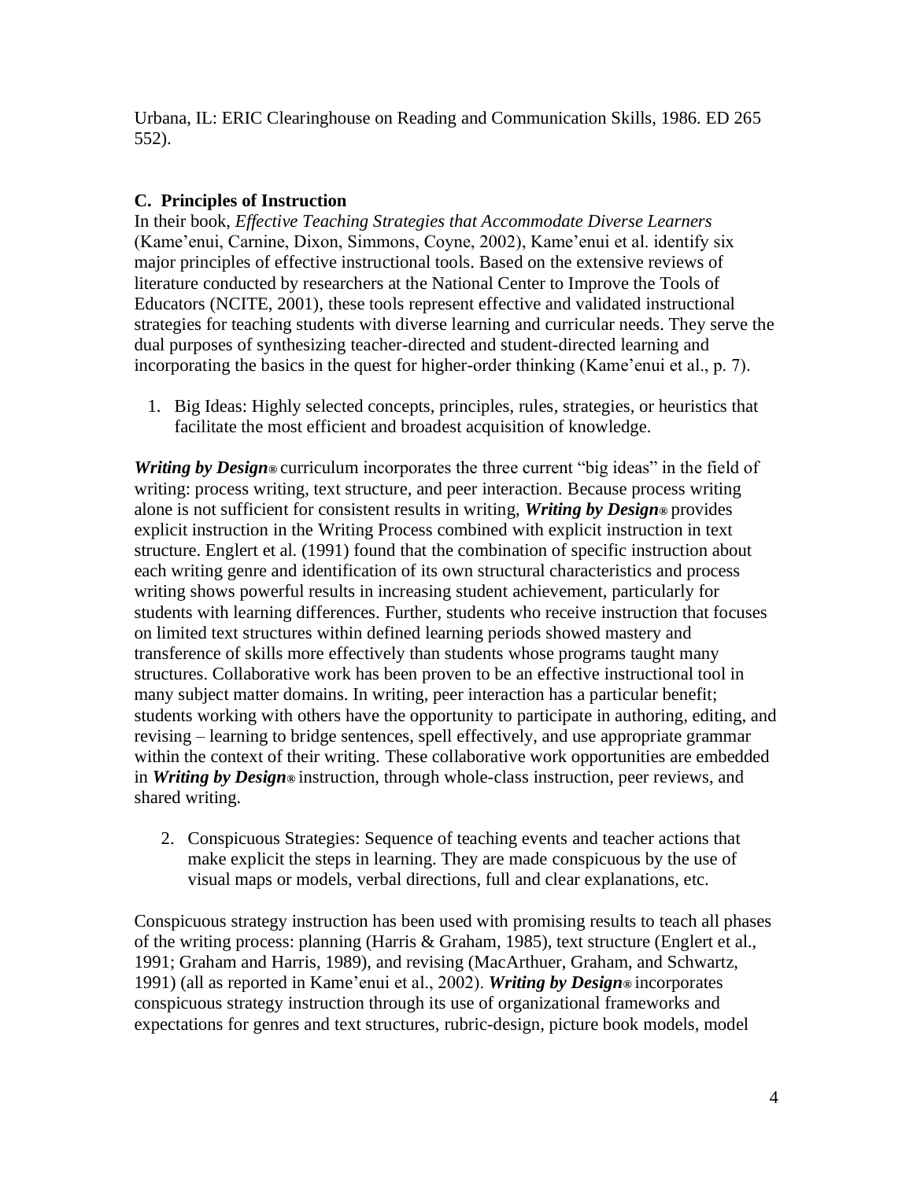Urbana, IL: ERIC Clearinghouse on Reading and Communication Skills, 1986. ED 265 552).

### C. Principles of Instruction

In their book, *Effective Teaching Strategies that Accommodate Diverse Learners* (Kame'enui, Carnine, Dixon, Simmons, Coyne, 2002), Kame'enui et al. identify six major principles of effective instructional tools. Based on the extensive reviews of literature conducted by researchers at the National Center to Improve the Tools of Educators (NCITE, 2001), these tools represent effective and validated instructional strategies for teaching students with diverse learning and curricular needs. They serve the dual purposes of synthesizing teacher-directed and student-directed learning and incorporating the basics in the quest for higher-order thinking (Kame'enui et al., p. 7).

1. Big Ideas: Highly selected concepts, principles, rules, strategies, or heuristics that facilitate the most efficient and broadest acquisition of knowledge.

***Writing by Design®*** curriculum incorporates the three current "big ideas" in the field of writing: process writing, text structure, and peer interaction. Because process writing alone is not sufficient for consistent results in writing, ***Writing by Design®*** provides explicit instruction in the Writing Process combined with explicit instruction in text structure. Englert et al. (1991) found that the combination of specific instruction about each writing genre and identification of its own structural characteristics and process writing shows powerful results in increasing student achievement, particularly for students with learning differences. Further, students who receive instruction that focuses on limited text structures within defined learning periods showed mastery and transference of skills more effectively than students whose programs taught many structures. Collaborative work has been proven to be an effective instructional tool in many subject matter domains. In writing, peer interaction has a particular benefit; students working with others have the opportunity to participate in authoring, editing, and revising – learning to bridge sentences, spell effectively, and use appropriate grammar within the context of their writing. These collaborative work opportunities are embedded in ***Writing by Design®*** instruction, through whole-class instruction, peer reviews, and shared writing.

2. Conspicuous Strategies: Sequence of teaching events and teacher actions that make explicit the steps in learning. They are made conspicuous by the use of visual maps or models, verbal directions, full and clear explanations, etc.

Conspicuous strategy instruction has been used with promising results to teach all phases of the writing process: planning (Harris & Graham, 1985), text structure (Englert et al., 1991; Graham and Harris, 1989), and revising (MacArthuer, Graham, and Schwartz, 1991) (all as reported in Kame'enui et al., 2002). ***Writing by Design®*** incorporates conspicuous strategy instruction through its use of organizational frameworks and expectations for genres and text structures, rubric-design, picture book models, model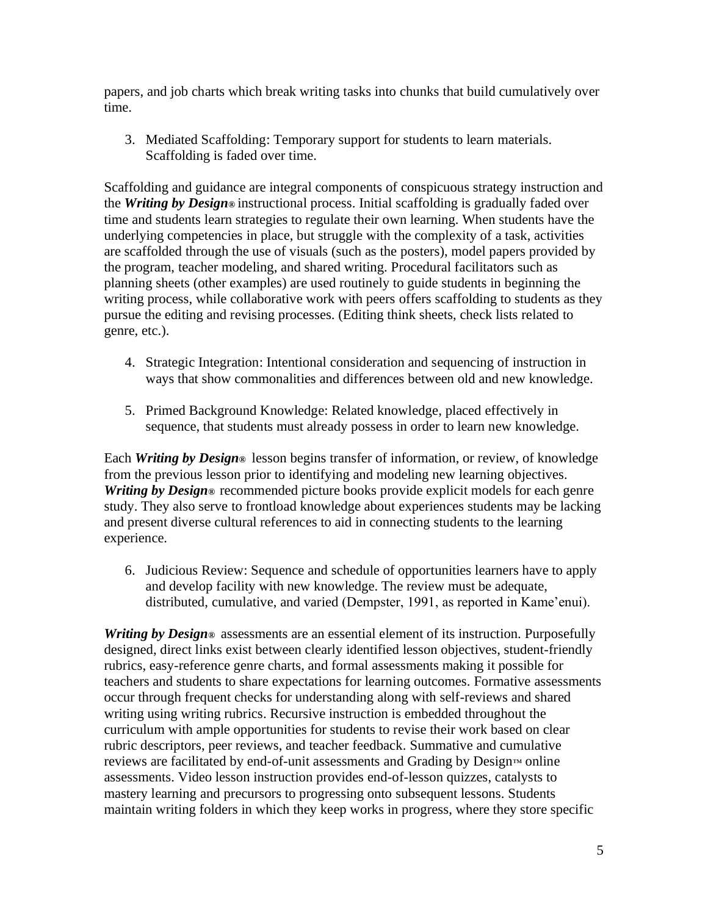papers, and job charts which break writing tasks into chunks that build cumulatively over time.

3. Mediated Scaffolding: Temporary support for students to learn materials. Scaffolding is faded over time.

Scaffolding and guidance are integral components of conspicuous strategy instruction and the ***Writing by Design®*** instructional process. Initial scaffolding is gradually faded over time and students learn strategies to regulate their own learning. When students have the underlying competencies in place, but struggle with the complexity of a task, activities are scaffolded through the use of visuals (such as the posters), model papers provided by the program, teacher modeling, and shared writing. Procedural facilitators such as planning sheets (other examples) are used routinely to guide students in beginning the writing process, while collaborative work with peers offers scaffolding to students as they pursue the editing and revising processes. (Editing think sheets, check lists related to genre, etc.).

4. Strategic Integration: Intentional consideration and sequencing of instruction in ways that show commonalities and differences between old and new knowledge.

5. Primed Background Knowledge: Related knowledge, placed effectively in sequence, that students must already possess in order to learn new knowledge.

Each ***Writing by Design®*** lesson begins transfer of information, or review, of knowledge from the previous lesson prior to identifying and modeling new learning objectives. ***Writing by Design®*** recommended picture books provide explicit models for each genre study. They also serve to frontload knowledge about experiences students may be lacking and present diverse cultural references to aid in connecting students to the learning experience.

6. Judicious Review: Sequence and schedule of opportunities learners have to apply and develop facility with new knowledge. The review must be adequate, distributed, cumulative, and varied (Dempster, 1991, as reported in Kame'enui).

***Writing by Design®*** assessments are an essential element of its instruction. Purposefully designed, direct links exist between clearly identified lesson objectives, student-friendly rubrics, easy-reference genre charts, and formal assessments making it possible for teachers and students to share expectations for learning outcomes. Formative assessments occur through frequent checks for understanding along with self-reviews and shared writing using writing rubrics. Recursive instruction is embedded throughout the curriculum with ample opportunities for students to revise their work based on clear rubric descriptors, peer reviews, and teacher feedback. Summative and cumulative reviews are facilitated by end-of-unit assessments and Grading by Design™ online assessments. Video lesson instruction provides end-of-lesson quizzes, catalysts to mastery learning and precursors to progressing onto subsequent lessons. Students maintain writing folders in which they keep works in progress, where they store specific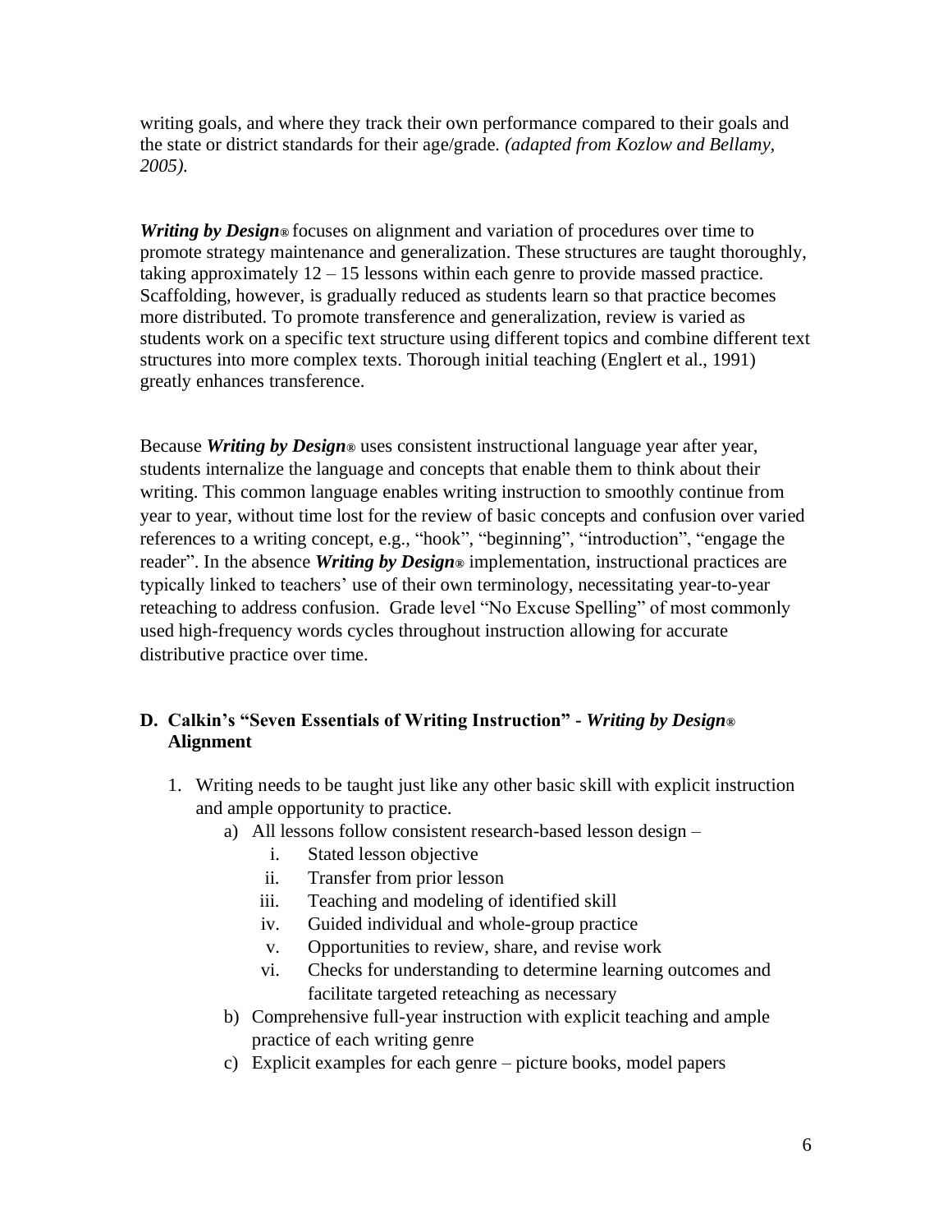writing goals, and where they track their own performance compared to their goals and the state or district standards for their age/grade. *(adapted from Kozlow and Bellamy, 2005).*

***Writing by Design®*** focuses on alignment and variation of procedures over time to promote strategy maintenance and generalization. These structures are taught thoroughly, taking approximately 12 – 15 lessons within each genre to provide massed practice. Scaffolding, however, is gradually reduced as students learn so that practice becomes more distributed. To promote transference and generalization, review is varied as students work on a specific text structure using different topics and combine different text structures into more complex texts. Thorough initial teaching (Englert et al., 1991) greatly enhances transference.

Because ***Writing by Design®*** uses consistent instructional language year after year, students internalize the language and concepts that enable them to think about their writing. This common language enables writing instruction to smoothly continue from year to year, without time lost for the review of basic concepts and confusion over varied references to a writing concept, e.g., "hook", "beginning", "introduction", "engage the reader". In the absence ***Writing by Design®*** implementation, instructional practices are typically linked to teachers' use of their own terminology, necessitating year-to-year reteaching to address confusion. Grade level "No Excuse Spelling" of most commonly used high-frequency words cycles throughout instruction allowing for accurate distributive practice over time.

### D. Calkin's "Seven Essentials of Writing Instruction" - *Writing by Design®* Alignment

1. Writing needs to be taught just like any other basic skill with explicit instruction and ample opportunity to practice.
   a) All lessons follow consistent research-based lesson design –
      i. Stated lesson objective
      ii. Transfer from prior lesson
      iii. Teaching and modeling of identified skill
      iv. Guided individual and whole-group practice
      v. Opportunities to review, share, and revise work
      vi. Checks for understanding to determine learning outcomes and facilitate targeted reteaching as necessary
   b) Comprehensive full-year instruction with explicit teaching and ample practice of each writing genre
   c) Explicit examples for each genre – picture books, model papers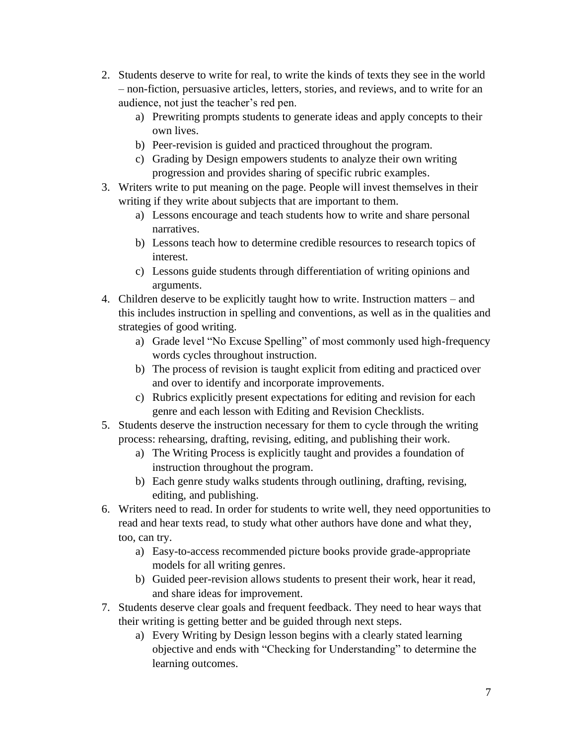2. Students deserve to write for real, to write the kinds of texts they see in the world – non-fiction, persuasive articles, letters, stories, and reviews, and to write for an audience, not just the teacher's red pen.
    a) Prewriting prompts students to generate ideas and apply concepts to their own lives.
    b) Peer-revision is guided and practiced throughout the program.
    c) Grading by Design empowers students to analyze their own writing progression and provides sharing of specific rubric examples.
3. Writers write to put meaning on the page. People will invest themselves in their writing if they write about subjects that are important to them.
    a) Lessons encourage and teach students how to write and share personal narratives.
    b) Lessons teach how to determine credible resources to research topics of interest.
    c) Lessons guide students through differentiation of writing opinions and arguments.
4. Children deserve to be explicitly taught how to write. Instruction matters – and this includes instruction in spelling and conventions, as well as in the qualities and strategies of good writing.
    a) Grade level "No Excuse Spelling" of most commonly used high-frequency words cycles throughout instruction.
    b) The process of revision is taught explicit from editing and practiced over and over to identify and incorporate improvements.
    c) Rubrics explicitly present expectations for editing and revision for each genre and each lesson with Editing and Revision Checklists.
5. Students deserve the instruction necessary for them to cycle through the writing process: rehearsing, drafting, revising, editing, and publishing their work.
    a) The Writing Process is explicitly taught and provides a foundation of instruction throughout the program.
    b) Each genre study walks students through outlining, drafting, revising, editing, and publishing.
6. Writers need to read. In order for students to write well, they need opportunities to read and hear texts read, to study what other authors have done and what they, too, can try.
    a) Easy-to-access recommended picture books provide grade-appropriate models for all writing genres.
    b) Guided peer-revision allows students to present their work, hear it read, and share ideas for improvement.
7. Students deserve clear goals and frequent feedback. They need to hear ways that their writing is getting better and be guided through next steps.
    a) Every Writing by Design lesson begins with a clearly stated learning objective and ends with "Checking for Understanding" to determine the learning outcomes.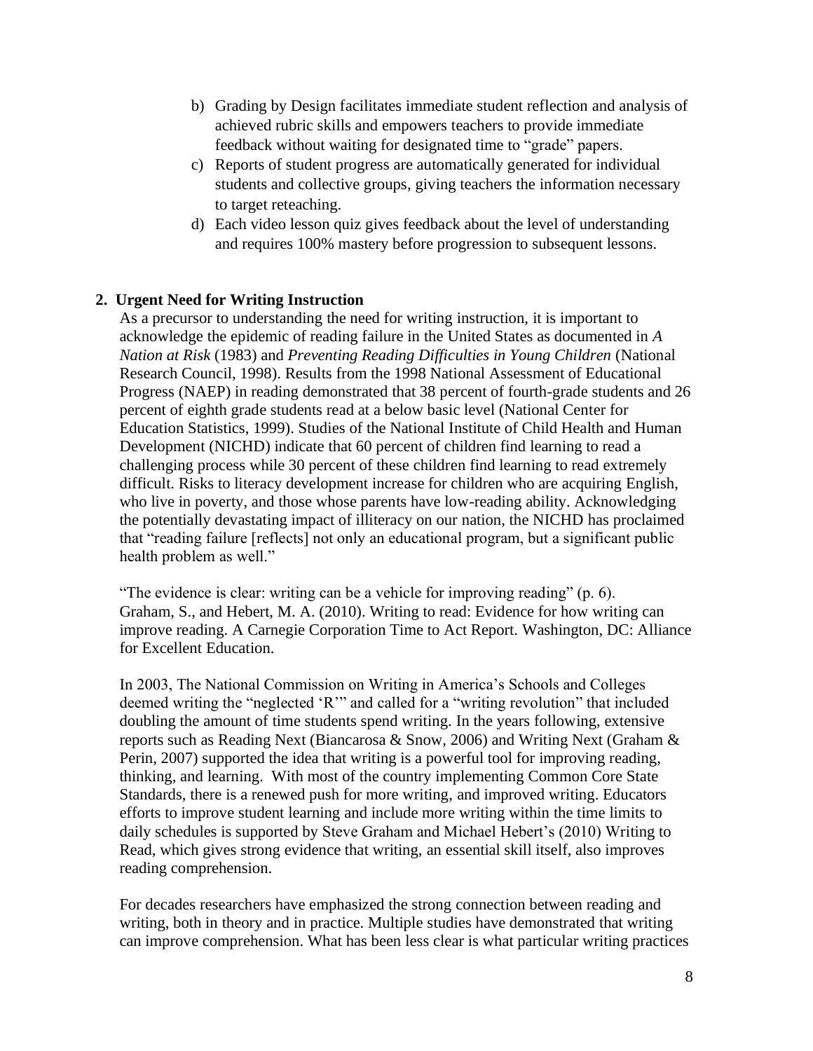b) Grading by Design facilitates immediate student reflection and analysis of achieved rubric skills and empowers teachers to provide immediate feedback without waiting for designated time to "grade" papers.
c) Reports of student progress are automatically generated for individual students and collective groups, giving teachers the information necessary to target reteaching.
d) Each video lesson quiz gives feedback about the level of understanding and requires 100% mastery before progression to subsequent lessons.

## 2. Urgent Need for Writing Instruction

As a precursor to understanding the need for writing instruction, it is important to acknowledge the epidemic of reading failure in the United States as documented in *A Nation at Risk* (1983) and *Preventing Reading Difficulties in Young Children* (National Research Council, 1998). Results from the 1998 National Assessment of Educational Progress (NAEP) in reading demonstrated that 38 percent of fourth-grade students and 26 percent of eighth grade students read at a below basic level (National Center for Education Statistics, 1999). Studies of the National Institute of Child Health and Human Development (NICHD) indicate that 60 percent of children find learning to read a challenging process while 30 percent of these children find learning to read extremely difficult. Risks to literacy development increase for children who are acquiring English, who live in poverty, and those whose parents have low-reading ability. Acknowledging the potentially devastating impact of illiteracy on our nation, the NICHD has proclaimed that "reading failure [reflects] not only an educational program, but a significant public health problem as well."

"The evidence is clear: writing can be a vehicle for improving reading" (p. 6). Graham, S., and Hebert, M. A. (2010). Writing to read: Evidence for how writing can improve reading. A Carnegie Corporation Time to Act Report. Washington, DC: Alliance for Excellent Education.

In 2003, The National Commission on Writing in America's Schools and Colleges deemed writing the "neglected 'R'" and called for a "writing revolution" that included doubling the amount of time students spend writing. In the years following, extensive reports such as Reading Next (Biancarosa & Snow, 2006) and Writing Next (Graham & Perin, 2007) supported the idea that writing is a powerful tool for improving reading, thinking, and learning. With most of the country implementing Common Core State Standards, there is a renewed push for more writing, and improved writing. Educators efforts to improve student learning and include more writing within the time limits to daily schedules is supported by Steve Graham and Michael Hebert's (2010) Writing to Read, which gives strong evidence that writing, an essential skill itself, also improves reading comprehension.

For decades researchers have emphasized the strong connection between reading and writing, both in theory and in practice. Multiple studies have demonstrated that writing can improve comprehension. What has been less clear is what particular writing practices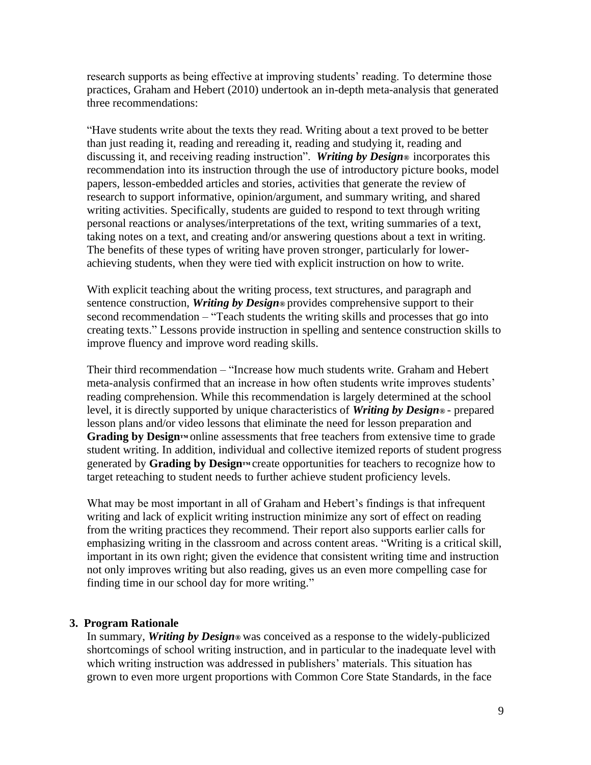research supports as being effective at improving students' reading. To determine those practices, Graham and Hebert (2010) undertook an in-depth meta-analysis that generated three recommendations:

"Have students write about the texts they read. Writing about a text proved to be better than just reading it, reading and rereading it, reading and studying it, reading and discussing it, and receiving reading instruction". ***Writing by Design®*** incorporates this recommendation into its instruction through the use of introductory picture books, model papers, lesson-embedded articles and stories, activities that generate the review of research to support informative, opinion/argument, and summary writing, and shared writing activities. Specifically, students are guided to respond to text through writing personal reactions or analyses/interpretations of the text, writing summaries of a text, taking notes on a text, and creating and/or answering questions about a text in writing. The benefits of these types of writing have proven stronger, particularly for lower-achieving students, when they were tied with explicit instruction on how to write.

With explicit teaching about the writing process, text structures, and paragraph and sentence construction, ***Writing by Design®*** provides comprehensive support to their second recommendation – "Teach students the writing skills and processes that go into creating texts." Lessons provide instruction in spelling and sentence construction skills to improve fluency and improve word reading skills.

Their third recommendation – "Increase how much students write. Graham and Hebert meta-analysis confirmed that an increase in how often students write improves students' reading comprehension. While this recommendation is largely determined at the school level, it is directly supported by unique characteristics of ***Writing by Design®*** - prepared lesson plans and/or video lessons that eliminate the need for lesson preparation and **Grading by Design™** online assessments that free teachers from extensive time to grade student writing. In addition, individual and collective itemized reports of student progress generated by **Grading by Design™** create opportunities for teachers to recognize how to target reteaching to student needs to further achieve student proficiency levels.

What may be most important in all of Graham and Hebert's findings is that infrequent writing and lack of explicit writing instruction minimize any sort of effect on reading from the writing practices they recommend. Their report also supports earlier calls for emphasizing writing in the classroom and across content areas. "Writing is a critical skill, important in its own right; given the evidence that consistent writing time and instruction not only improves writing but also reading, gives us an even more compelling case for finding time in our school day for more writing."

### 3. Program Rationale

In summary, ***Writing by Design®*** was conceived as a response to the widely-publicized shortcomings of school writing instruction, and in particular to the inadequate level with which writing instruction was addressed in publishers' materials. This situation has grown to even more urgent proportions with Common Core State Standards, in the face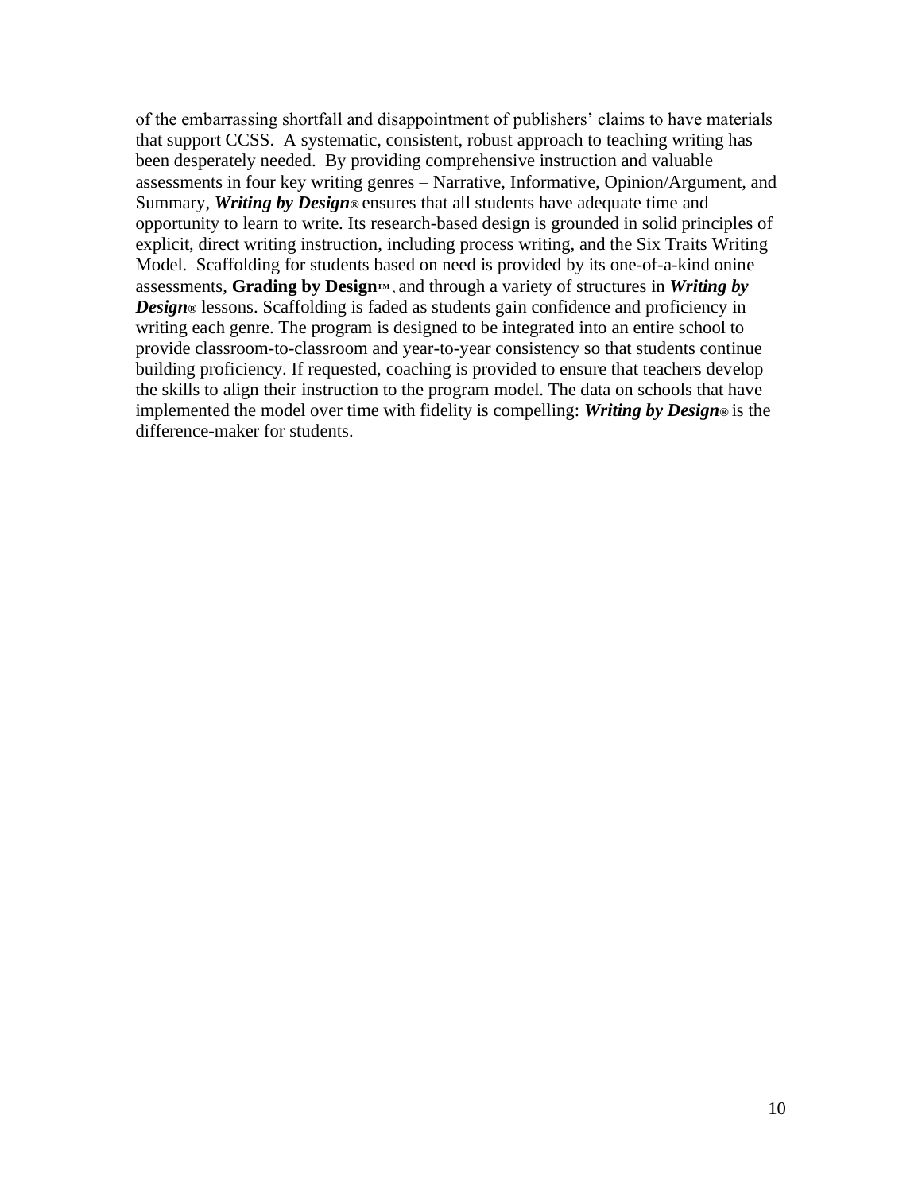of the embarrassing shortfall and disappointment of publishers' claims to have materials that support CCSS. A systematic, consistent, robust approach to teaching writing has been desperately needed. By providing comprehensive instruction and valuable assessments in four key writing genres – Narrative, Informative, Opinion/Argument, and Summary, ***Writing by Design®*** ensures that all students have adequate time and opportunity to learn to write. Its research-based design is grounded in solid principles of explicit, direct writing instruction, including process writing, and the Six Traits Writing Model. Scaffolding for students based on need is provided by its one-of-a-kind onine assessments, **Grading by Design™**, and through a variety of structures in ***Writing by Design®*** lessons. Scaffolding is faded as students gain confidence and proficiency in writing each genre. The program is designed to be integrated into an entire school to provide classroom-to-classroom and year-to-year consistency so that students continue building proficiency. If requested, coaching is provided to ensure that teachers develop the skills to align their instruction to the program model. The data on schools that have implemented the model over time with fidelity is compelling: ***Writing by Design®*** is the difference-maker for students.